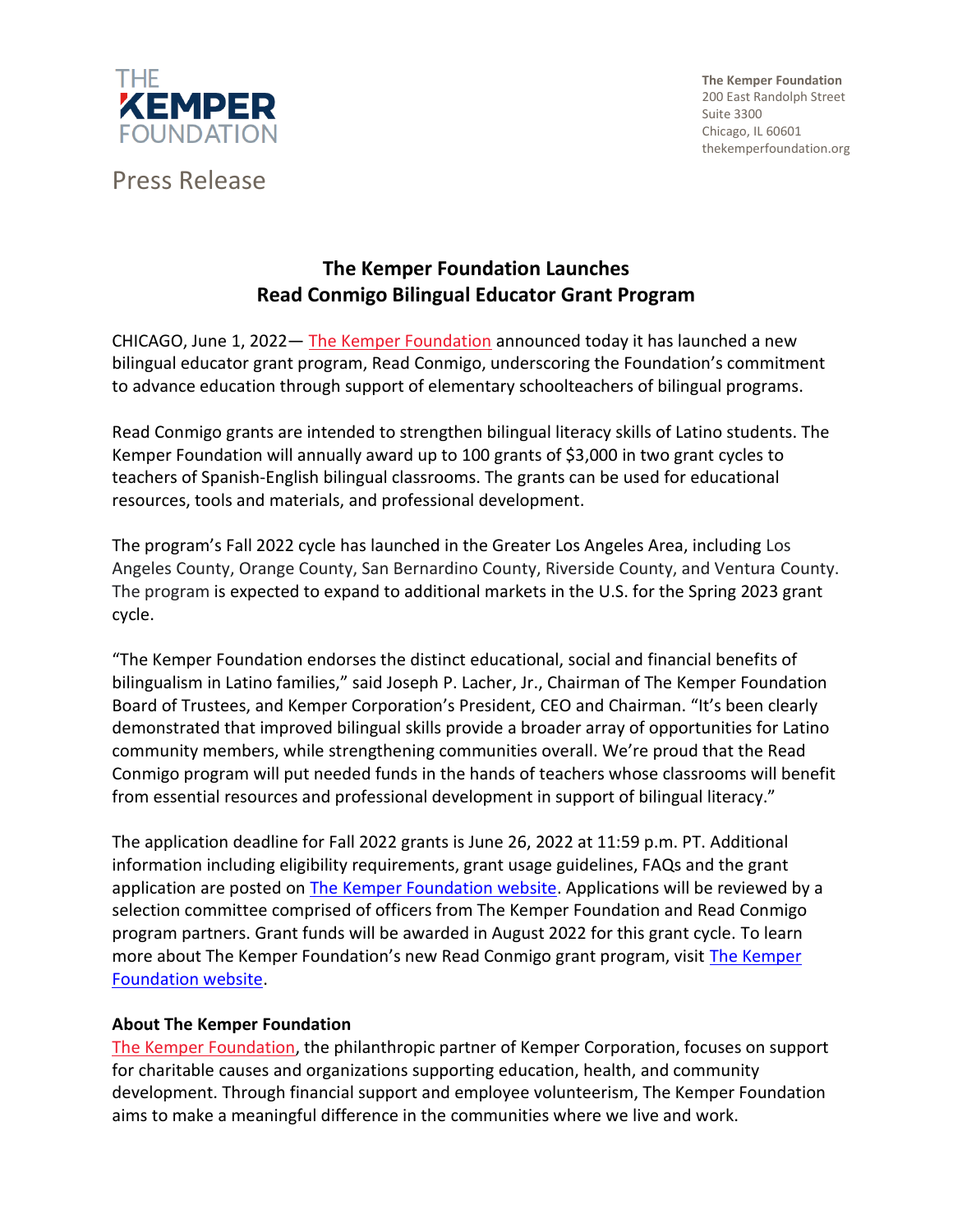THE KEMPER FOUNDATION

Press Release

**The Kemper Foundation**
200 East Randolph Street
Suite 3300
Chicago, IL 60601
thekemperfoundation.org

# The Kemper Foundation Launches Read Conmigo Bilingual Educator Grant Program

CHICAGO, June 1, 2022— The Kemper Foundation announced today it has launched a new bilingual educator grant program, Read Conmigo, underscoring the Foundation's commitment to advance education through support of elementary schoolteachers of bilingual programs.

Read Conmigo grants are intended to strengthen bilingual literacy skills of Latino students. The Kemper Foundation will annually award up to 100 grants of $3,000 in two grant cycles to teachers of Spanish-English bilingual classrooms. The grants can be used for educational resources, tools and materials, and professional development.

The program's Fall 2022 cycle has launched in the Greater Los Angeles Area, including Los Angeles County, Orange County, San Bernardino County, Riverside County, and Ventura County. The program is expected to expand to additional markets in the U.S. for the Spring 2023 grant cycle.

"The Kemper Foundation endorses the distinct educational, social and financial benefits of bilingualism in Latino families," said Joseph P. Lacher, Jr., Chairman of The Kemper Foundation Board of Trustees, and Kemper Corporation's President, CEO and Chairman. "It's been clearly demonstrated that improved bilingual skills provide a broader array of opportunities for Latino community members, while strengthening communities overall. We're proud that the Read Conmigo program will put needed funds in the hands of teachers whose classrooms will benefit from essential resources and professional development in support of bilingual literacy."

The application deadline for Fall 2022 grants is June 26, 2022 at 11:59 p.m. PT. Additional information including eligibility requirements, grant usage guidelines, FAQs and the grant application are posted on The Kemper Foundation website. Applications will be reviewed by a selection committee comprised of officers from The Kemper Foundation and Read Conmigo program partners. Grant funds will be awarded in August 2022 for this grant cycle. To learn more about The Kemper Foundation's new Read Conmigo grant program, visit The Kemper Foundation website.

**About The Kemper Foundation**
The Kemper Foundation, the philanthropic partner of Kemper Corporation, focuses on support for charitable causes and organizations supporting education, health, and community development. Through financial support and employee volunteerism, The Kemper Foundation aims to make a meaningful difference in the communities where we live and work.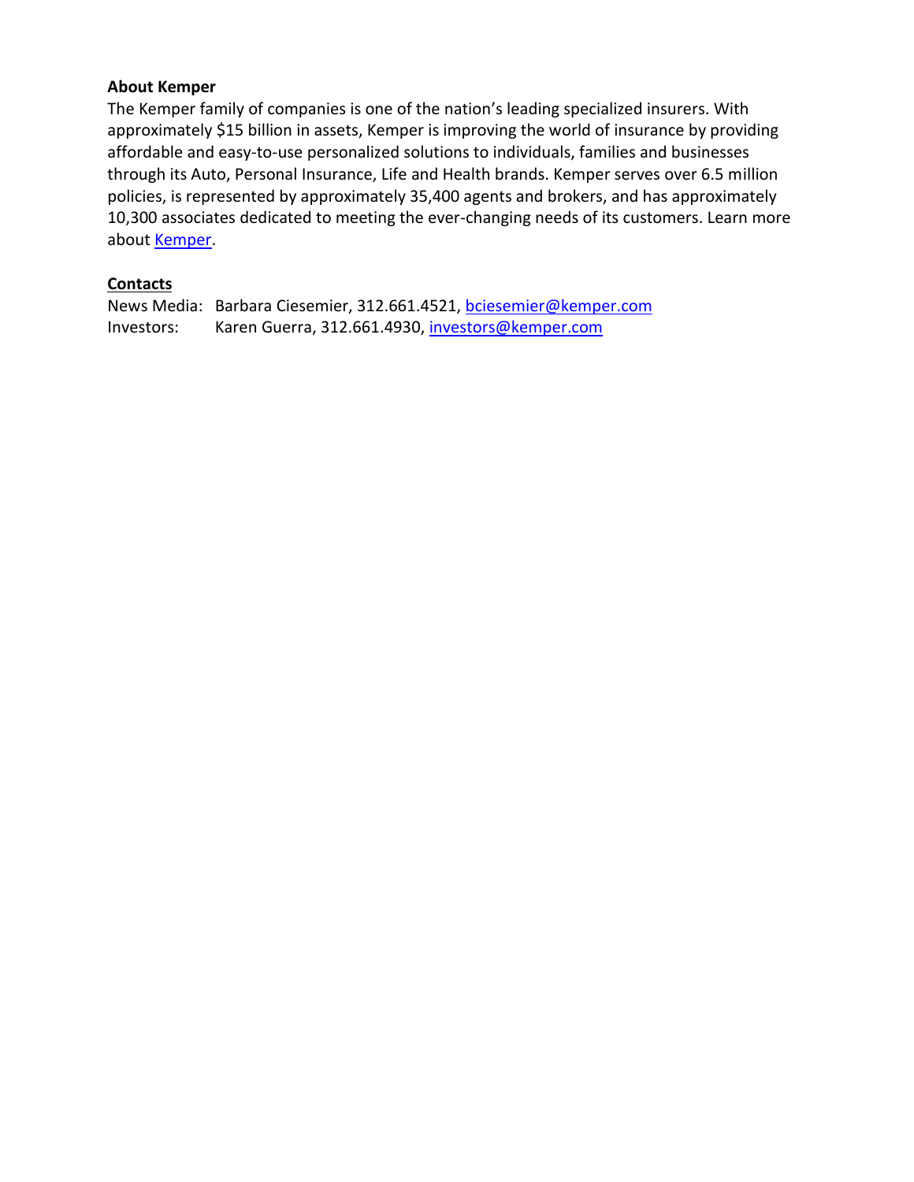**About Kemper**

The Kemper family of companies is one of the nation's leading specialized insurers. With approximately $15 billion in assets, Kemper is improving the world of insurance by providing affordable and easy-to-use personalized solutions to individuals, families and businesses through its Auto, Personal Insurance, Life and Health brands. Kemper serves over 6.5 million policies, is represented by approximately 35,400 agents and brokers, and has approximately 10,300 associates dedicated to meeting the ever-changing needs of its customers. Learn more about Kemper.

**Contacts**

News Media: Barbara Ciesemier, 312.661.4521, bciesemier@kemper.com
Investors: Karen Guerra, 312.661.4930, investors@kemper.com